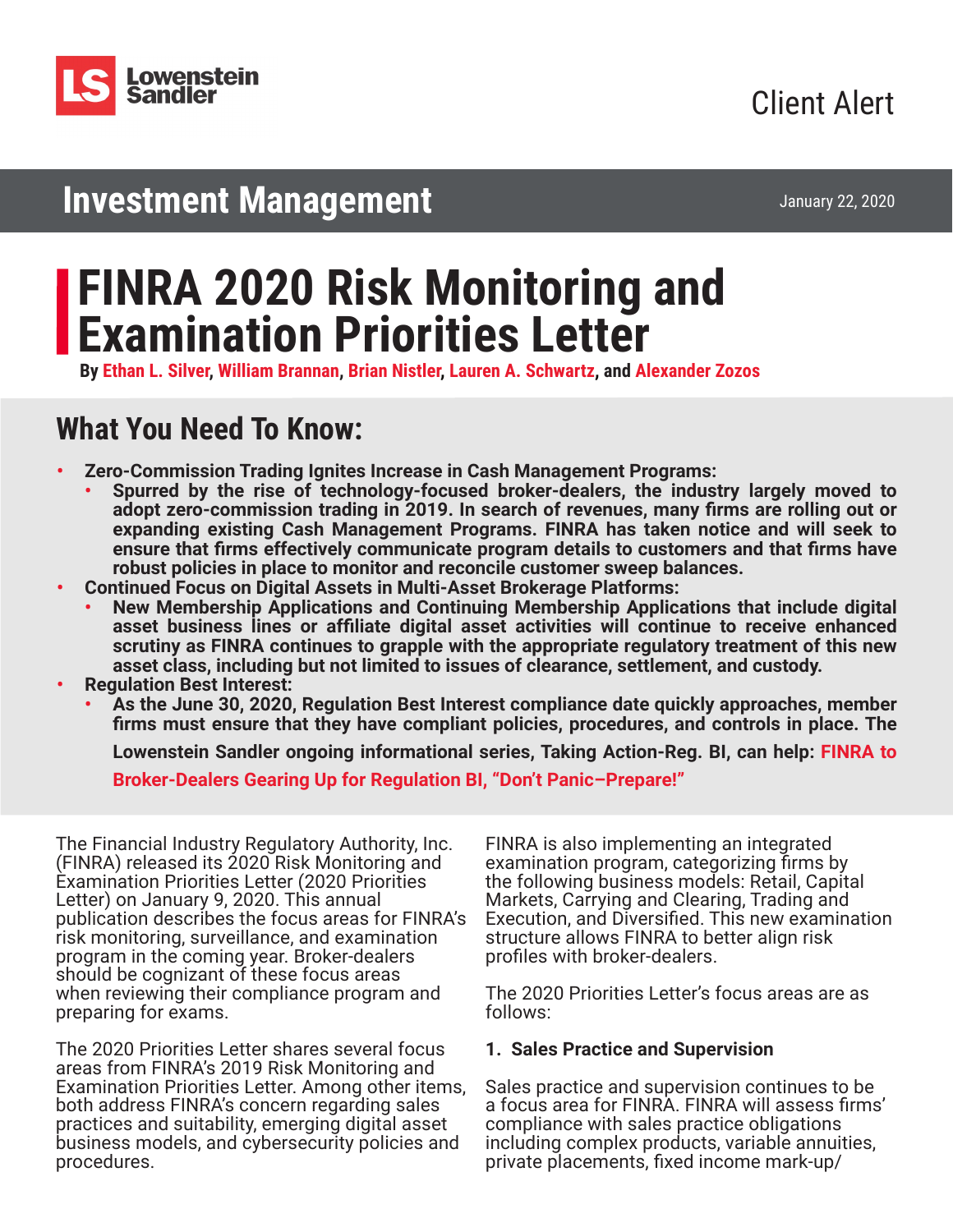Lowenstein Sandler

Client Alert

## Investment Management

January 22, 2020

# FINRA 2020 Risk Monitoring and Examination Priorities Letter

**By Ethan L. Silver, William Brannan, Brian Nistler, Lauren A. Schwartz, and Alexander Zozos**

## What You Need To Know:

- **Zero-Commission Trading Ignites Increase in Cash Management Programs:**
  - **Spurred by the rise of technology-focused broker-dealers, the industry largely moved to adopt zero-commission trading in 2019. In search of revenues, many firms are rolling out or expanding existing Cash Management Programs. FINRA has taken notice and will seek to ensure that firms effectively communicate program details to customers and that firms have robust policies in place to monitor and reconcile customer sweep balances.**
- **Continued Focus on Digital Assets in Multi-Asset Brokerage Platforms:**
  - **New Membership Applications and Continuing Membership Applications that include digital asset business lines or affiliate digital asset activities will continue to receive enhanced scrutiny as FINRA continues to grapple with the appropriate regulatory treatment of this new asset class, including but not limited to issues of clearance, settlement, and custody.**
- **Regulation Best Interest:**
  - **As the June 30, 2020, Regulation Best Interest compliance date quickly approaches, member firms must ensure that they have compliant policies, procedures, and controls in place. The Lowenstein Sandler ongoing informational series, Taking Action-Reg. BI, can help: FINRA to Broker-Dealers Gearing Up for Regulation BI, "Don't Panic–Prepare!"**

The Financial Industry Regulatory Authority, Inc. (FINRA) released its 2020 Risk Monitoring and Examination Priorities Letter (2020 Priorities Letter) on January 9, 2020. This annual publication describes the focus areas for FINRA's risk monitoring, surveillance, and examination program in the coming year. Broker-dealers should be cognizant of these focus areas when reviewing their compliance program and preparing for exams.

The 2020 Priorities Letter shares several focus areas from FINRA's 2019 Risk Monitoring and Examination Priorities Letter. Among other items, both address FINRA's concern regarding sales practices and suitability, emerging digital asset business models, and cybersecurity policies and procedures.

FINRA is also implementing an integrated examination program, categorizing firms by the following business models: Retail, Capital Markets, Carrying and Clearing, Trading and Execution, and Diversified. This new examination structure allows FINRA to better align risk profiles with broker-dealers.

The 2020 Priorities Letter's focus areas are as follows:

**1. Sales Practice and Supervision**

Sales practice and supervision continues to be a focus area for FINRA. FINRA will assess firms' compliance with sales practice obligations including complex products, variable annuities, private placements, fixed income mark-up/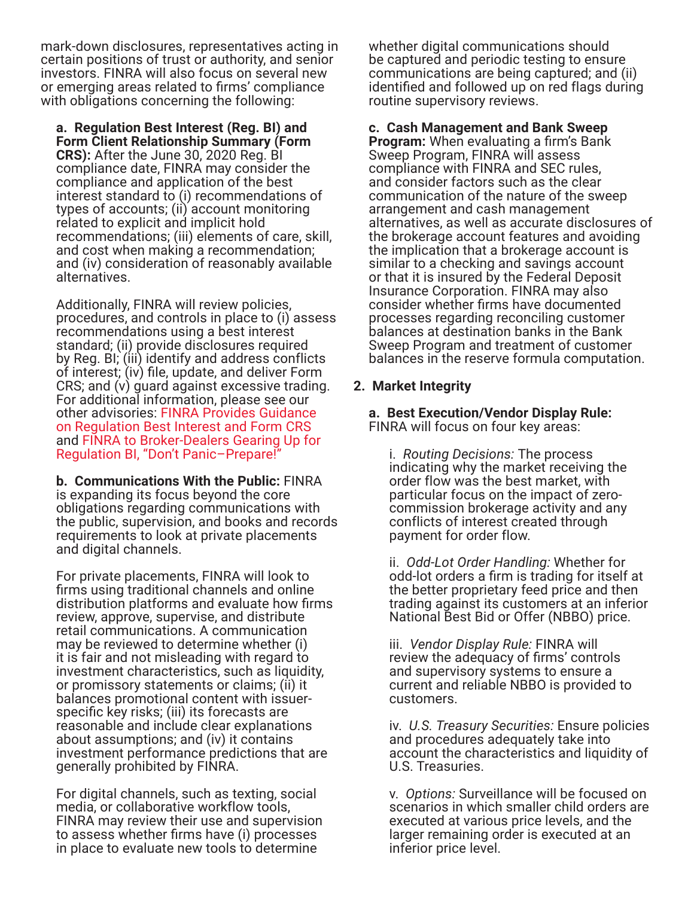mark-down disclosures, representatives acting in certain positions of trust or authority, and senior investors. FINRA will also focus on several new or emerging areas related to firms' compliance with obligations concerning the following:

**a. Regulation Best Interest (Reg. BI) and Form Client Relationship Summary (Form CRS):** After the June 30, 2020 Reg. BI compliance date, FINRA may consider the compliance and application of the best interest standard to (i) recommendations of types of accounts; (ii) account monitoring related to explicit and implicit hold recommendations; (iii) elements of care, skill, and cost when making a recommendation; and (iv) consideration of reasonably available alternatives.

Additionally, FINRA will review policies, procedures, and controls in place to (i) assess recommendations using a best interest standard; (ii) provide disclosures required by Reg. BI; (iii) identify and address conflicts of interest; (iv) file, update, and deliver Form CRS; and (v) guard against excessive trading. For additional information, please see our other advisories: FINRA Provides Guidance on Regulation Best Interest and Form CRS and FINRA to Broker-Dealers Gearing Up for Regulation BI, "Don't Panic–Prepare!"

**b. Communications With the Public:** FINRA is expanding its focus beyond the core obligations regarding communications with the public, supervision, and books and records requirements to look at private placements and digital channels.

For private placements, FINRA will look to firms using traditional channels and online distribution platforms and evaluate how firms review, approve, supervise, and distribute retail communications. A communication may be reviewed to determine whether (i) it is fair and not misleading with regard to investment characteristics, such as liquidity, or promissory statements or claims; (ii) it balances promotional content with issuer-specific key risks; (iii) its forecasts are reasonable and include clear explanations about assumptions; and (iv) it contains investment performance predictions that are generally prohibited by FINRA.

For digital channels, such as texting, social media, or collaborative workflow tools, FINRA may review their use and supervision to assess whether firms have (i) processes in place to evaluate new tools to determine whether digital communications should be captured and periodic testing to ensure communications are being captured; and (ii) identified and followed up on red flags during routine supervisory reviews.

**c. Cash Management and Bank Sweep Program:** When evaluating a firm's Bank Sweep Program, FINRA will assess compliance with FINRA and SEC rules, and consider factors such as the clear communication of the nature of the sweep arrangement and cash management alternatives, as well as accurate disclosures of the brokerage account features and avoiding the implication that a brokerage account is similar to a checking and savings account or that it is insured by the Federal Deposit Insurance Corporation. FINRA may also consider whether firms have documented processes regarding reconciling customer balances at destination banks in the Bank Sweep Program and treatment of customer balances in the reserve formula computation.

**2. Market Integrity**

**a. Best Execution/Vendor Display Rule:** FINRA will focus on four key areas:

i. *Routing Decisions:* The process indicating why the market receiving the order flow was the best market, with particular focus on the impact of zero-commission brokerage activity and any conflicts of interest created through payment for order flow.

ii. *Odd-Lot Order Handling:* Whether for odd-lot orders a firm is trading for itself at the better proprietary feed price and then trading against its customers at an inferior National Best Bid or Offer (NBBO) price.

iii. *Vendor Display Rule:* FINRA will review the adequacy of firms' controls and supervisory systems to ensure a current and reliable NBBO is provided to customers.

iv. *U.S. Treasury Securities:* Ensure policies and procedures adequately take into account the characteristics and liquidity of U.S. Treasuries.

v. *Options:* Surveillance will be focused on scenarios in which smaller child orders are executed at various price levels, and the larger remaining order is executed at an inferior price level.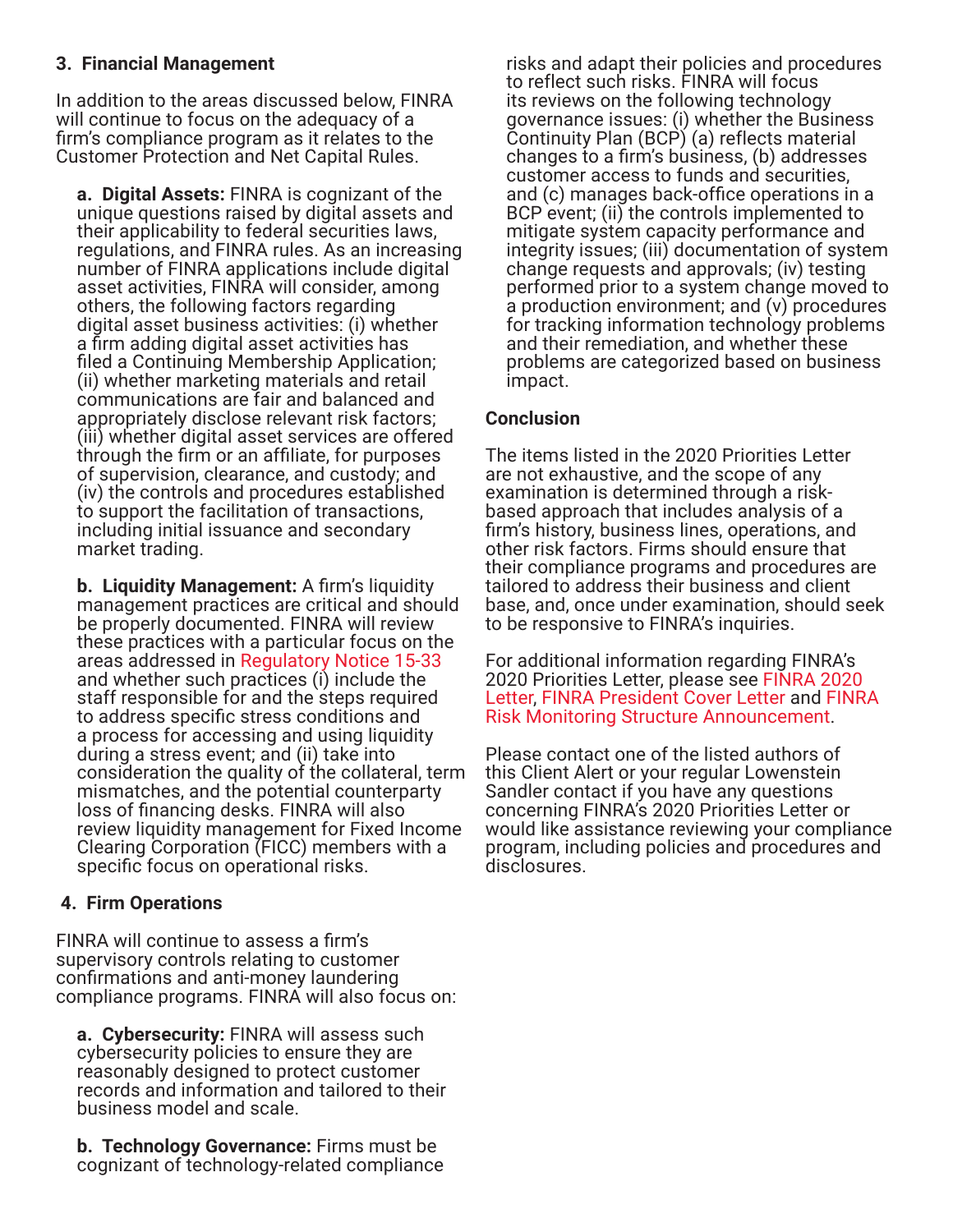### 3. Financial Management

In addition to the areas discussed below, FINRA will continue to focus on the adequacy of a firm's compliance program as it relates to the Customer Protection and Net Capital Rules.

**a. Digital Assets:** FINRA is cognizant of the unique questions raised by digital assets and their applicability to federal securities laws, regulations, and FINRA rules. As an increasing number of FINRA applications include digital asset activities, FINRA will consider, among others, the following factors regarding digital asset business activities: (i) whether a firm adding digital asset activities has filed a Continuing Membership Application; (ii) whether marketing materials and retail communications are fair and balanced and appropriately disclose relevant risk factors; (iii) whether digital asset services are offered through the firm or an affiliate, for purposes of supervision, clearance, and custody; and (iv) the controls and procedures established to support the facilitation of transactions, including initial issuance and secondary market trading.

**b. Liquidity Management:** A firm's liquidity management practices are critical and should be properly documented. FINRA will review these practices with a particular focus on the areas addressed in Regulatory Notice 15-33 and whether such practices (i) include the staff responsible for and the steps required to address specific stress conditions and a process for accessing and using liquidity during a stress event; and (ii) take into consideration the quality of the collateral, term mismatches, and the potential counterparty loss of financing desks. FINRA will also review liquidity management for Fixed Income Clearing Corporation (FICC) members with a specific focus on operational risks.

### 4. Firm Operations

FINRA will continue to assess a firm's supervisory controls relating to customer confirmations and anti-money laundering compliance programs. FINRA will also focus on:

**a. Cybersecurity:** FINRA will assess such cybersecurity policies to ensure they are reasonably designed to protect customer records and information and tailored to their business model and scale.

**b. Technology Governance:** Firms must be cognizant of technology-related compliance risks and adapt their policies and procedures to reflect such risks. FINRA will focus its reviews on the following technology governance issues: (i) whether the Business Continuity Plan (BCP) (a) reflects material changes to a firm's business, (b) addresses customer access to funds and securities, and (c) manages back-office operations in a BCP event; (ii) the controls implemented to mitigate system capacity performance and integrity issues; (iii) documentation of system change requests and approvals; (iv) testing performed prior to a system change moved to a production environment; and (v) procedures for tracking information technology problems and their remediation, and whether these problems are categorized based on business impact.

### Conclusion

The items listed in the 2020 Priorities Letter are not exhaustive, and the scope of any examination is determined through a risk-based approach that includes analysis of a firm's history, business lines, operations, and other risk factors. Firms should ensure that their compliance programs and procedures are tailored to address their business and client base, and, once under examination, should seek to be responsive to FINRA's inquiries.

For additional information regarding FINRA's 2020 Priorities Letter, please see FINRA 2020 Letter, FINRA President Cover Letter and FINRA Risk Monitoring Structure Announcement.

Please contact one of the listed authors of this Client Alert or your regular Lowenstein Sandler contact if you have any questions concerning FINRA's 2020 Priorities Letter or would like assistance reviewing your compliance program, including policies and procedures and disclosures.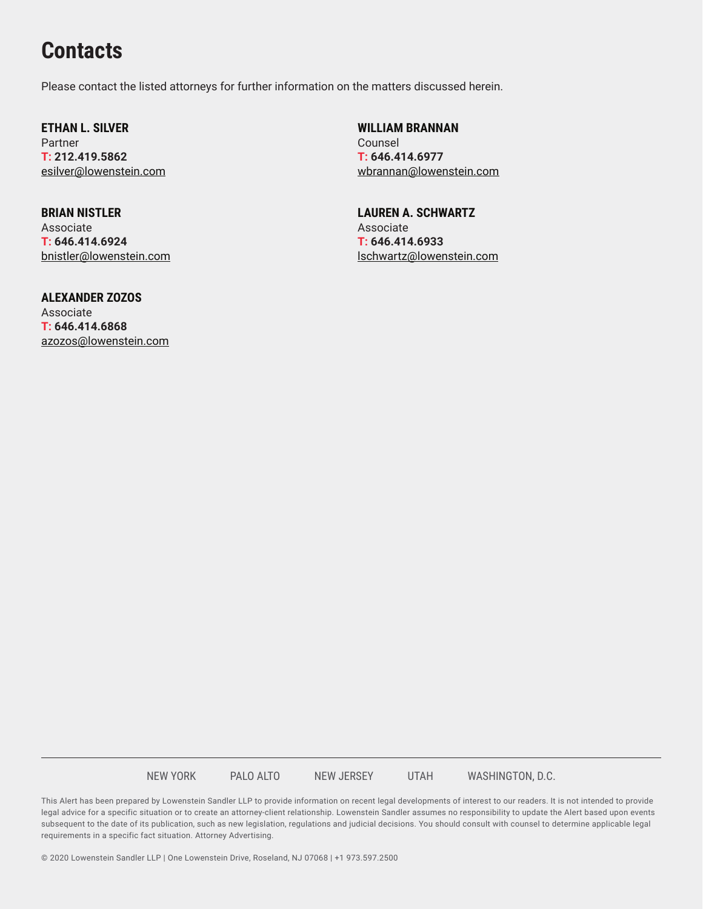# Contacts

Please contact the listed attorneys for further information on the matters discussed herein.

**ETHAN L. SILVER**
Partner
**T: 212.419.5862**
esilver@lowenstein.com

**WILLIAM BRANNAN**
Counsel
**T: 646.414.6977**
wbrannan@lowenstein.com

**BRIAN NISTLER**
Associate
**T: 646.414.6924**
bnistler@lowenstein.com

**LAUREN A. SCHWARTZ**
Associate
**T: 646.414.6933**
lschwartz@lowenstein.com

**ALEXANDER ZOZOS**
Associate
**T: 646.414.6868**
azozos@lowenstein.com

NEW YORK　PALO ALTO　NEW JERSEY　UTAH　WASHINGTON, D.C.

This Alert has been prepared by Lowenstein Sandler LLP to provide information on recent legal developments of interest to our readers. It is not intended to provide legal advice for a specific situation or to create an attorney-client relationship. Lowenstein Sandler assumes no responsibility to update the Alert based upon events subsequent to the date of its publication, such as new legislation, regulations and judicial decisions. You should consult with counsel to determine applicable legal requirements in a specific fact situation. Attorney Advertising.

© 2020 Lowenstein Sandler LLP | One Lowenstein Drive, Roseland, NJ 07068 | +1 973.597.2500